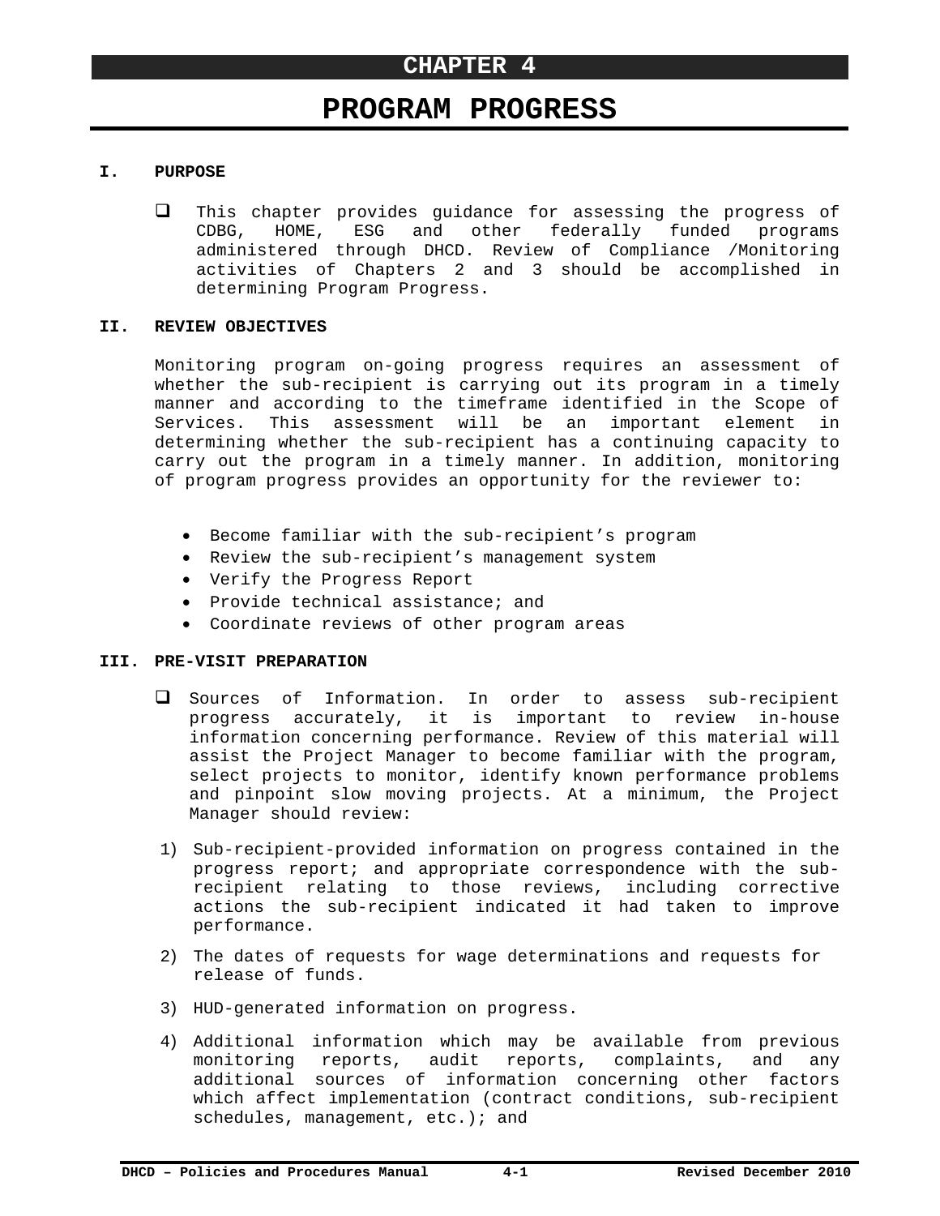# CHAPTER 4

# PROGRAM PROGRESS

## I. PURPOSE

- This chapter provides guidance for assessing the progress of CDBG, HOME, ESG and other federally funded programs administered through DHCD. Review of Compliance /Monitoring activities of Chapters 2 and 3 should be accomplished in determining Program Progress.

## II. REVIEW OBJECTIVES

Monitoring program on-going progress requires an assessment of whether the sub-recipient is carrying out its program in a timely manner and according to the timeframe identified in the Scope of Services. This assessment will be an important element in determining whether the sub-recipient has a continuing capacity to carry out the program in a timely manner. In addition, monitoring of program progress provides an opportunity for the reviewer to:

- Become familiar with the sub-recipient's program
- Review the sub-recipient's management system
- Verify the Progress Report
- Provide technical assistance; and
- Coordinate reviews of other program areas

## III. PRE-VISIT PREPARATION

- Sources of Information. In order to assess sub-recipient progress accurately, it is important to review in-house information concerning performance. Review of this material will assist the Project Manager to become familiar with the program, select projects to monitor, identify known performance problems and pinpoint slow moving projects. At a minimum, the Project Manager should review:

1) Sub-recipient-provided information on progress contained in the progress report; and appropriate correspondence with the sub-recipient relating to those reviews, including corrective actions the sub-recipient indicated it had taken to improve performance.

2) The dates of requests for wage determinations and requests for release of funds.

3) HUD-generated information on progress.

4) Additional information which may be available from previous monitoring reports, audit reports, complaints, and any additional sources of information concerning other factors which affect implementation (contract conditions, sub-recipient schedules, management, etc.); and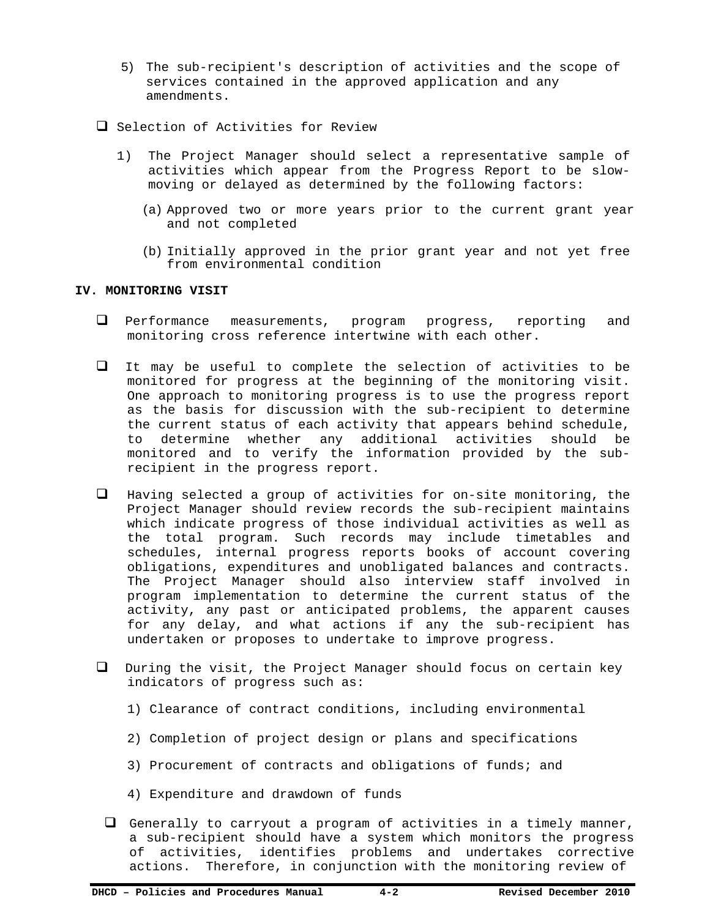5) The sub-recipient's description of activities and the scope of services contained in the approved application and any amendments.

- Selection of Activities for Review

  1) The Project Manager should select a representative sample of activities which appear from the Progress Report to be slow-moving or delayed as determined by the following factors:

     (a) Approved two or more years prior to the current grant year and not completed

     (b) Initially approved in the prior grant year and not yet free from environmental condition

**IV. MONITORING VISIT**

- Performance measurements, program progress, reporting and monitoring cross reference intertwine with each other.

- It may be useful to complete the selection of activities to be monitored for progress at the beginning of the monitoring visit. One approach to monitoring progress is to use the progress report as the basis for discussion with the sub-recipient to determine the current status of each activity that appears behind schedule, to determine whether any additional activities should be monitored and to verify the information provided by the sub-recipient in the progress report.

- Having selected a group of activities for on-site monitoring, the Project Manager should review records the sub-recipient maintains which indicate progress of those individual activities as well as the total program. Such records may include timetables and schedules, internal progress reports books of account covering obligations, expenditures and unobligated balances and contracts. The Project Manager should also interview staff involved in program implementation to determine the current status of the activity, any past or anticipated problems, the apparent causes for any delay, and what actions if any the sub-recipient has undertaken or proposes to undertake to improve progress.

- During the visit, the Project Manager should focus on certain key indicators of progress such as:

  1) Clearance of contract conditions, including environmental

  2) Completion of project design or plans and specifications

  3) Procurement of contracts and obligations of funds; and

  4) Expenditure and drawdown of funds

- Generally to carryout a program of activities in a timely manner, a sub-recipient should have a system which monitors the progress of activities, identifies problems and undertakes corrective actions. Therefore, in conjunction with the monitoring review of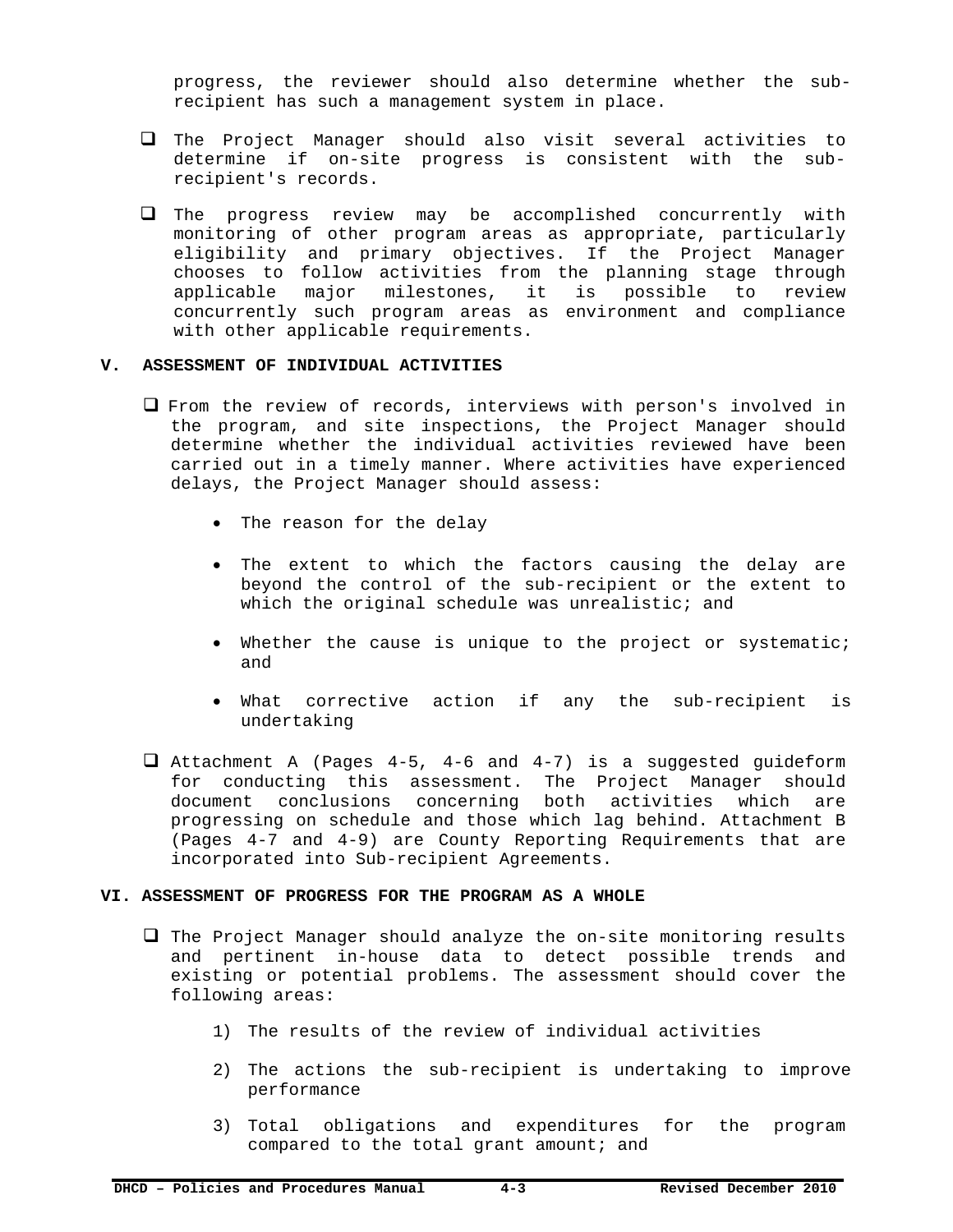progress, the reviewer should also determine whether the sub-recipient has such a management system in place.

- The Project Manager should also visit several activities to determine if on-site progress is consistent with the sub-recipient's records.
- The progress review may be accomplished concurrently with monitoring of other program areas as appropriate, particularly eligibility and primary objectives. If the Project Manager chooses to follow activities from the planning stage through applicable major milestones, it is possible to review concurrently such program areas as environment and compliance with other applicable requirements.

## V. ASSESSMENT OF INDIVIDUAL ACTIVITIES

- From the review of records, interviews with person's involved in the program, and site inspections, the Project Manager should determine whether the individual activities reviewed have been carried out in a timely manner. Where activities have experienced delays, the Project Manager should assess:
  - The reason for the delay
  - The extent to which the factors causing the delay are beyond the control of the sub-recipient or the extent to which the original schedule was unrealistic; and
  - Whether the cause is unique to the project or systematic; and
  - What corrective action if any the sub-recipient is undertaking
- Attachment A (Pages 4-5, 4-6 and 4-7) is a suggested guideform for conducting this assessment. The Project Manager should document conclusions concerning both activities which are progressing on schedule and those which lag behind. Attachment B (Pages 4-7 and 4-9) are County Reporting Requirements that are incorporated into Sub-recipient Agreements.

## VI. ASSESSMENT OF PROGRESS FOR THE PROGRAM AS A WHOLE

- The Project Manager should analyze the on-site monitoring results and pertinent in-house data to detect possible trends and existing or potential problems. The assessment should cover the following areas:
  1) The results of the review of individual activities
  2) The actions the sub-recipient is undertaking to improve performance
  3) Total obligations and expenditures for the program compared to the total grant amount; and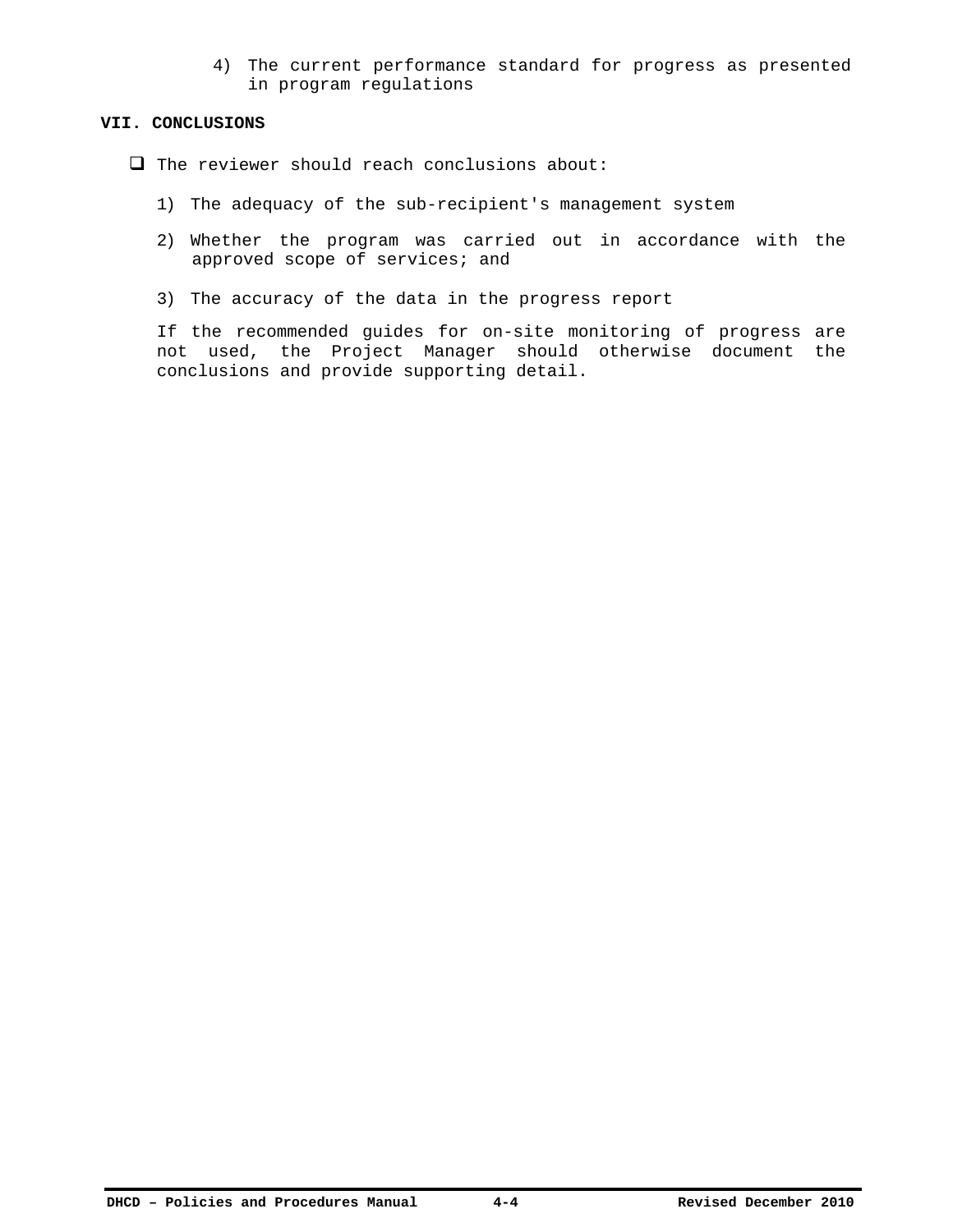4) The current performance standard for progress as presented in program regulations

**VII. CONCLUSIONS**

- The reviewer should reach conclusions about:

  1) The adequacy of the sub-recipient's management system

  2) Whether the program was carried out in accordance with the approved scope of services; and

  3) The accuracy of the data in the progress report

  If the recommended guides for on-site monitoring of progress are not used, the Project Manager should otherwise document the conclusions and provide supporting detail.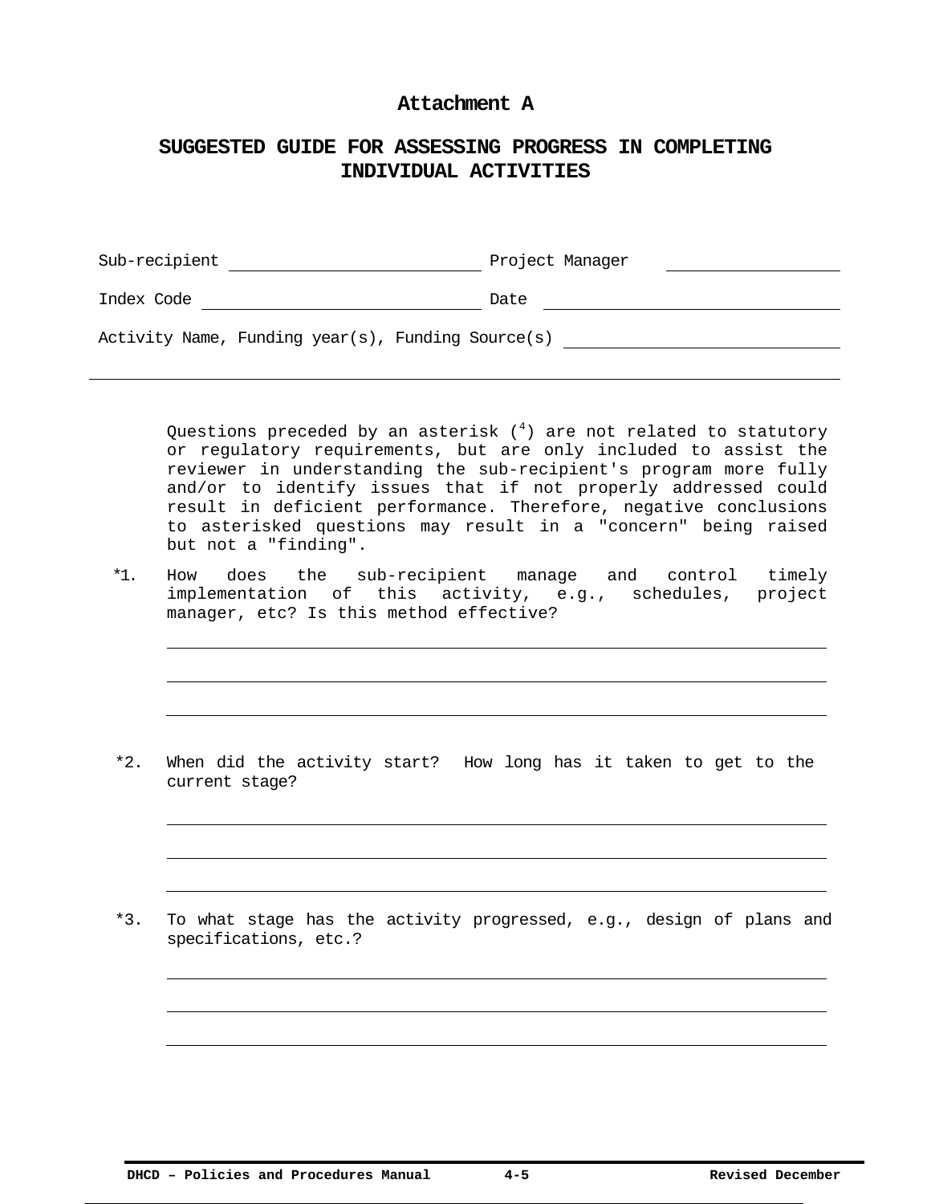# Attachment A

## SUGGESTED GUIDE FOR ASSESSING PROGRESS IN COMPLETING INDIVIDUAL ACTIVITIES

Sub-recipient ______________________ Project Manager ______________

Index Code ______________________ Date ______________________

Activity Name, Funding year(s), Funding Source(s) ______________________

---

Questions preceded by an asterisk ([4]) are not related to statutory or regulatory requirements, but are only included to assist the reviewer in understanding the sub-recipient's program more fully and/or to identify issues that if not properly addressed could result in deficient performance. Therefore, negative conclusions to asterisked questions may result in a "concern" being raised but not a "finding".

*1. How does the sub-recipient manage and control timely implementation of this activity, e.g., schedules, project manager, etc? Is this method effective?

______________________________________________________________

______________________________________________________________

______________________________________________________________

*2. When did the activity start? How long has it taken to get to the current stage?

______________________________________________________________

______________________________________________________________

______________________________________________________________

*3. To what stage has the activity progressed, e.g., design of plans and specifications, etc.?

______________________________________________________________

______________________________________________________________

______________________________________________________________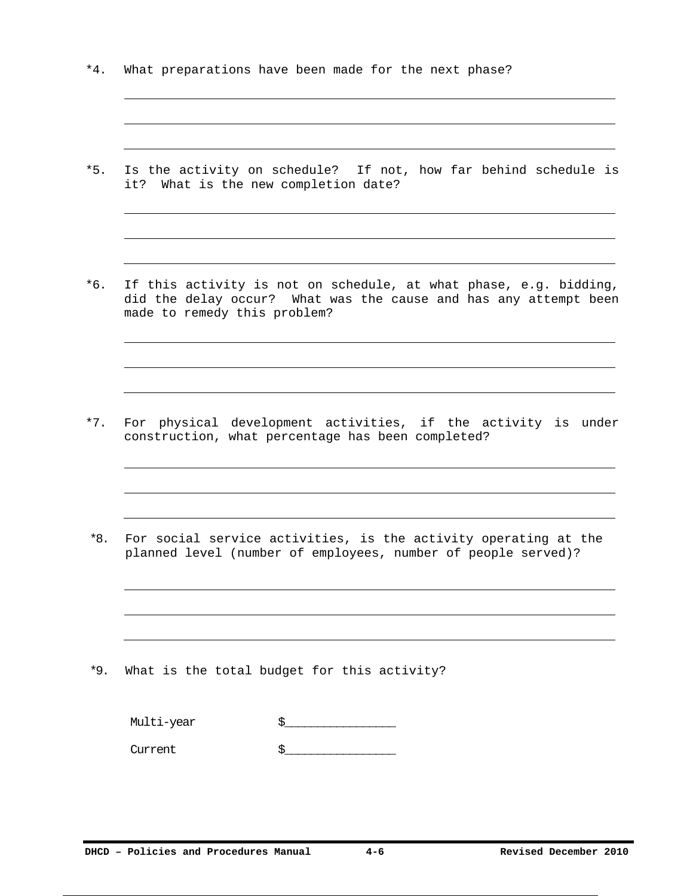*4. What preparations have been made for the next phase?

______________________________________________________________________

______________________________________________________________________

______________________________________________________________________

*5. Is the activity on schedule? If not, how far behind schedule is it? What is the new completion date?

______________________________________________________________________

______________________________________________________________________

______________________________________________________________________

*6. If this activity is not on schedule, at what phase, e.g. bidding, did the delay occur? What was the cause and has any attempt been made to remedy this problem?

______________________________________________________________________

______________________________________________________________________

______________________________________________________________________

*7. For physical development activities, if the activity is under construction, what percentage has been completed?

______________________________________________________________________

______________________________________________________________________

______________________________________________________________________

*8. For social service activities, is the activity operating at the planned level (number of employees, number of people served)?

______________________________________________________________________

______________________________________________________________________

______________________________________________________________________

*9. What is the total budget for this activity?

Multi-year $_______________

Current $_______________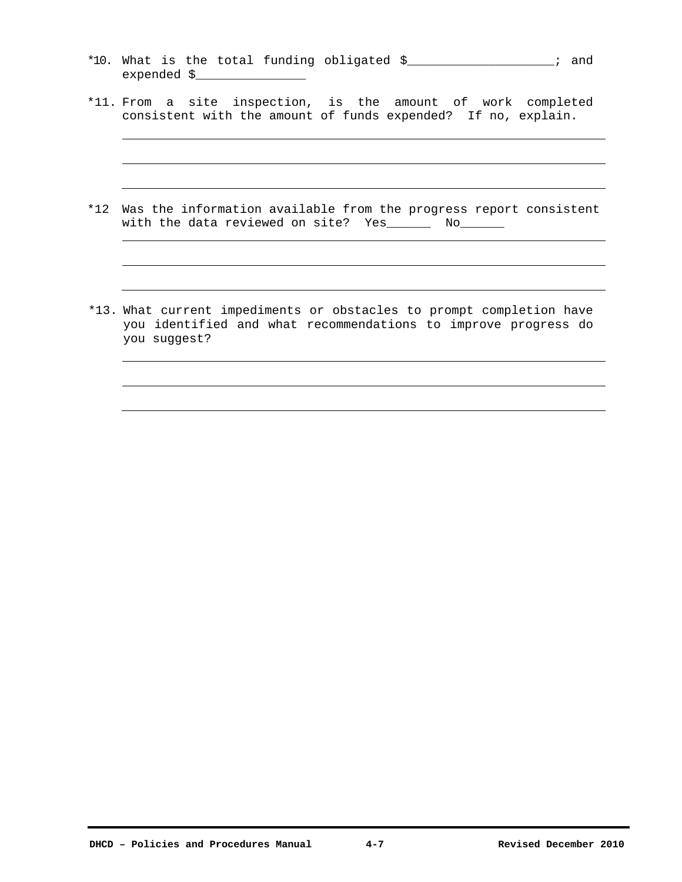*10. What is the total funding obligated $___________________; and expended $_______________

*11. From a site inspection, is the amount of work completed consistent with the amount of funds expended? If no, explain.

_____________________________________________________________________

_____________________________________________________________________

_____________________________________________________________________

*12 Was the information available from the progress report consistent with the data reviewed on site? Yes______ No______

_____________________________________________________________________

_____________________________________________________________________

_____________________________________________________________________

*13. What current impediments or obstacles to prompt completion have you identified and what recommendations to improve progress do you suggest?

_____________________________________________________________________

_____________________________________________________________________

_____________________________________________________________________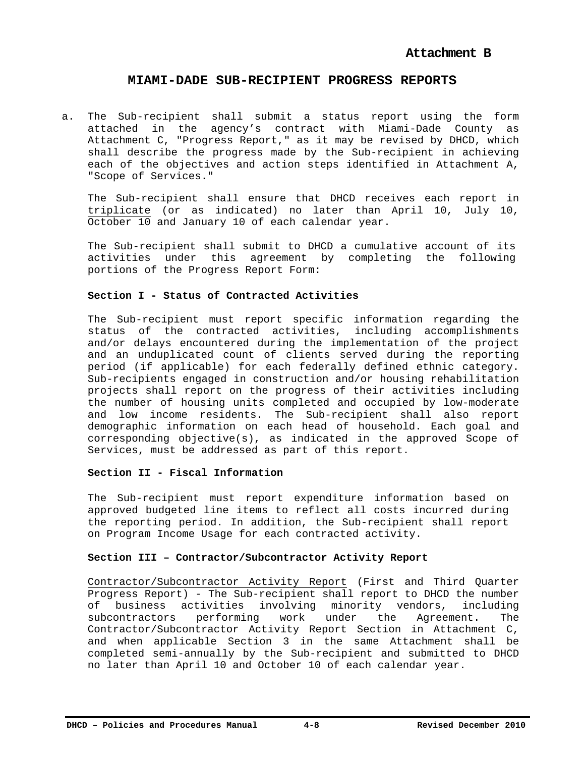**Attachment B**

# MIAMI-DADE SUB-RECIPIENT PROGRESS REPORTS

a. The Sub-recipient shall submit a status report using the form attached in the agency's contract with Miami-Dade County as Attachment C, "Progress Report," as it may be revised by DHCD, which shall describe the progress made by the Sub-recipient in achieving each of the objectives and action steps identified in Attachment A, "Scope of Services."

   The Sub-recipient shall ensure that DHCD receives each report in triplicate (or as indicated) no later than April 10, July 10, October 10 and January 10 of each calendar year.

   The Sub-recipient shall submit to DHCD a cumulative account of its activities under this agreement by completing the following portions of the Progress Report Form:

   **Section I - Status of Contracted Activities**

   The Sub-recipient must report specific information regarding the status of the contracted activities, including accomplishments and/or delays encountered during the implementation of the project and an unduplicated count of clients served during the reporting period (if applicable) for each federally defined ethnic category. Sub-recipients engaged in construction and/or housing rehabilitation projects shall report on the progress of their activities including the number of housing units completed and occupied by low-moderate and low income residents. The Sub-recipient shall also report demographic information on each head of household. Each goal and corresponding objective(s), as indicated in the approved Scope of Services, must be addressed as part of this report.

   **Section II - Fiscal Information**

   The Sub-recipient must report expenditure information based on approved budgeted line items to reflect all costs incurred during the reporting period. In addition, the Sub-recipient shall report on Program Income Usage for each contracted activity.

   **Section III – Contractor/Subcontractor Activity Report**

   Contractor/Subcontractor Activity Report (First and Third Quarter Progress Report) - The Sub-recipient shall report to DHCD the number of business activities involving minority vendors, including subcontractors performing work under the Agreement. The Contractor/Subcontractor Activity Report Section in Attachment C, and when applicable Section 3 in the same Attachment shall be completed semi-annually by the Sub-recipient and submitted to DHCD no later than April 10 and October 10 of each calendar year.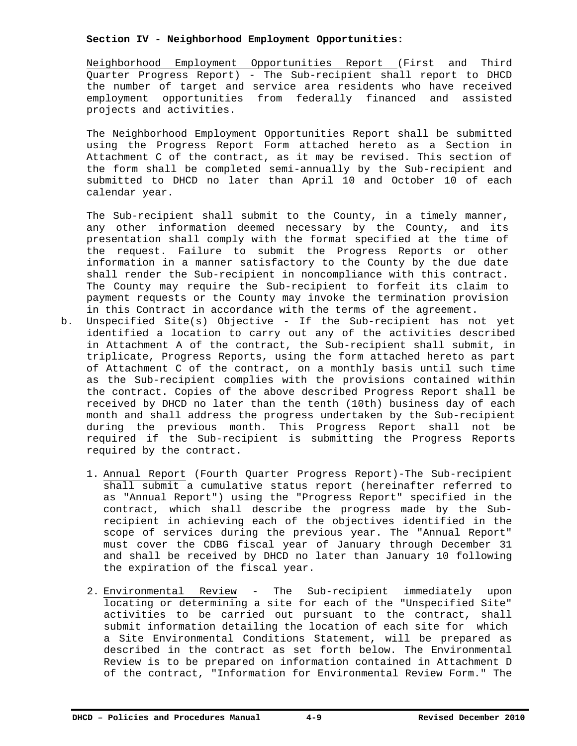**Section IV - Neighborhood Employment Opportunities:**

Neighborhood Employment Opportunities Report (First and Third Quarter Progress Report) - The Sub-recipient shall report to DHCD the number of target and service area residents who have received employment opportunities from federally financed and assisted projects and activities.

The Neighborhood Employment Opportunities Report shall be submitted using the Progress Report Form attached hereto as a Section in Attachment C of the contract, as it may be revised. This section of the form shall be completed semi-annually by the Sub-recipient and submitted to DHCD no later than April 10 and October 10 of each calendar year.

The Sub-recipient shall submit to the County, in a timely manner, any other information deemed necessary by the County, and its presentation shall comply with the format specified at the time of the request. Failure to submit the Progress Reports or other information in a manner satisfactory to the County by the due date shall render the Sub-recipient in noncompliance with this contract. The County may require the Sub-recipient to forfeit its claim to payment requests or the County may invoke the termination provision in this Contract in accordance with the terms of the agreement.

b. Unspecified Site(s) Objective - If the Sub-recipient has not yet identified a location to carry out any of the activities described in Attachment A of the contract, the Sub-recipient shall submit, in triplicate, Progress Reports, using the form attached hereto as part of Attachment C of the contract, on a monthly basis until such time as the Sub-recipient complies with the provisions contained within the contract. Copies of the above described Progress Report shall be received by DHCD no later than the tenth (10th) business day of each month and shall address the progress undertaken by the Sub-recipient during the previous month. This Progress Report shall not be required if the Sub-recipient is submitting the Progress Reports required by the contract.

   1. Annual Report (Fourth Quarter Progress Report)-The Sub-recipient shall submit a cumulative status report (hereinafter referred to as "Annual Report") using the "Progress Report" specified in the contract, which shall describe the progress made by the Sub-recipient in achieving each of the objectives identified in the scope of services during the previous year. The "Annual Report" must cover the CDBG fiscal year of January through December 31 and shall be received by DHCD no later than January 10 following the expiration of the fiscal year.

   2. Environmental Review - The Sub-recipient immediately upon locating or determining a site for each of the "Unspecified Site" activities to be carried out pursuant to the contract, shall submit information detailing the location of each site for which a Site Environmental Conditions Statement, will be prepared as described in the contract as set forth below. The Environmental Review is to be prepared on information contained in Attachment D of the contract, "Information for Environmental Review Form." The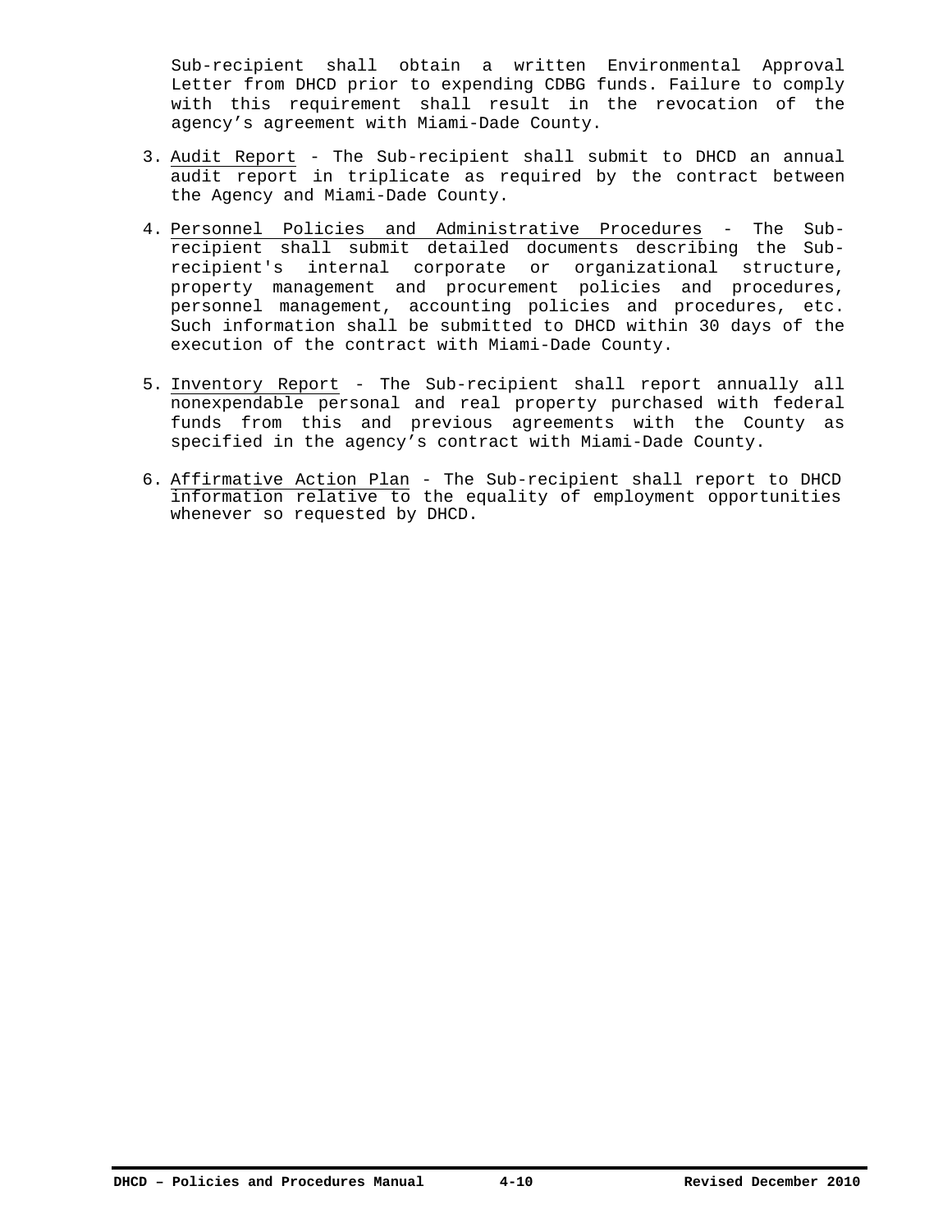Sub-recipient shall obtain a written Environmental Approval Letter from DHCD prior to expending CDBG funds. Failure to comply with this requirement shall result in the revocation of the agency's agreement with Miami-Dade County.

3. Audit Report - The Sub-recipient shall submit to DHCD an annual audit report in triplicate as required by the contract between the Agency and Miami-Dade County.

4. Personnel Policies and Administrative Procedures - The Sub-recipient shall submit detailed documents describing the Sub-recipient's internal corporate or organizational structure, property management and procurement policies and procedures, personnel management, accounting policies and procedures, etc. Such information shall be submitted to DHCD within 30 days of the execution of the contract with Miami-Dade County.

5. Inventory Report - The Sub-recipient shall report annually all nonexpendable personal and real property purchased with federal funds from this and previous agreements with the County as specified in the agency's contract with Miami-Dade County.

6. Affirmative Action Plan - The Sub-recipient shall report to DHCD information relative to the equality of employment opportunities whenever so requested by DHCD.